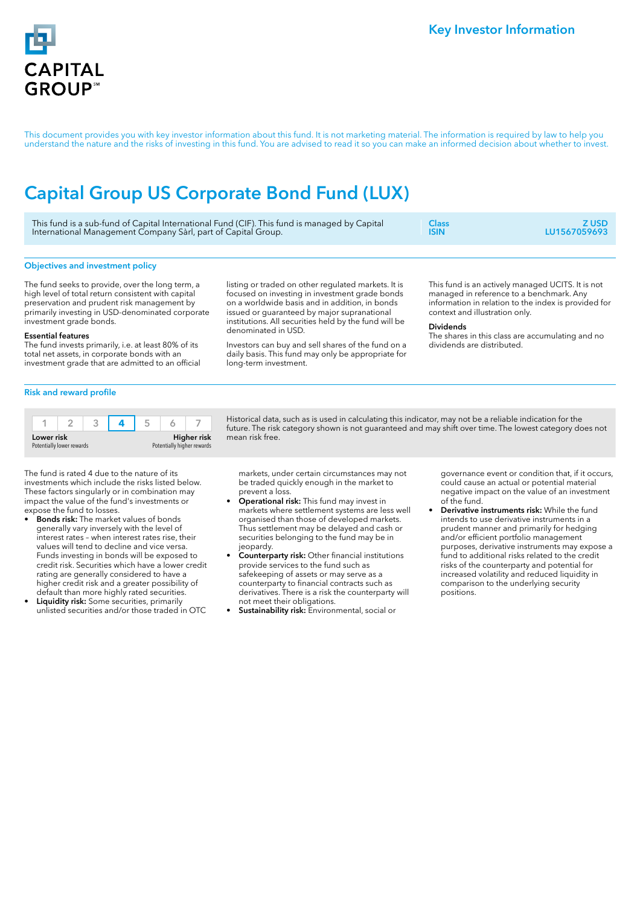CAPITAL GROUP

Key Investor Information

This document provides you with key investor information about this fund. It is not marketing material. The information is required by law to help you understand the nature and the risks of investing in this fund. You are advised to read it so you can make an informed decision about whether to invest.

# Capital Group US Corporate Bond Fund (LUX)

This fund is a sub-fund of Capital International Fund (CIF). This fund is managed by Capital International Management Company Sàrl, part of Capital Group.

| Class | Z USD |
|---|---|
| ISIN | LU1567059693 |

## Objectives and investment policy

The fund seeks to provide, over the long term, a high level of total return consistent with capital preservation and prudent risk management by primarily investing in USD-denominated corporate investment grade bonds.

**Essential features**
The fund invests primarily, i.e. at least 80% of its total net assets, in corporate bonds with an investment grade that are admitted to an official listing or traded on other regulated markets. It is focused on investing in investment grade bonds on a worldwide basis and in addition, in bonds issued or guaranteed by major supranational institutions. All securities held by the fund will be denominated in USD.

Investors can buy and sell shares of the fund on a daily basis. This fund may only be appropriate for long-term investment.

This fund is an actively managed UCITS. It is not managed in reference to a benchmark. Any information in relation to the index is provided for context and illustration only.

**Dividends**
The shares in this class are accumulating and no dividends are distributed.

## Risk and reward profile

| 1 | 2 | 3 | **4** | 5 | 6 | 7 |
|---|---|---|---|---|---|---|

**Lower risk** Potentially lower rewards — **Higher risk** Potentially higher rewards

Historical data, such as is used in calculating this indicator, may not be a reliable indication for the future. The risk category shown is not guaranteed and may shift over time. The lowest category does not mean risk free.

The fund is rated 4 due to the nature of its investments which include the risks listed below. These factors singularly or in combination may impact the value of the fund's investments or expose the fund to losses.

- **Bonds risk:** The market values of bonds generally vary inversely with the level of interest rates – when interest rates rise, their values will tend to decline and vice versa. Funds investing in bonds will be exposed to credit risk. Securities which have a lower credit rating are generally considered to have a higher credit risk and a greater possibility of default than more highly rated securities.
- **Liquidity risk:** Some securities, primarily unlisted securities and/or those traded in OTC markets, under certain circumstances may not be traded quickly enough in the market to prevent a loss.
- **Operational risk:** This fund may invest in markets where settlement systems are less well organised than those of developed markets. Thus settlement may be delayed and cash or securities belonging to the fund may be in jeopardy.
- **Counterparty risk:** Other financial institutions provide services to the fund such as safekeeping of assets or may serve as a counterparty to financial contracts such as derivatives. There is a risk the counterparty will not meet their obligations.
- **Sustainability risk:** Environmental, social or governance event or condition that, if it occurs, could cause an actual or potential material negative impact on the value of an investment of the fund.
- **Derivative instruments risk:** While the fund intends to use derivative instruments in a prudent manner and primarily for hedging and/or efficient portfolio management purposes, derivative instruments may expose a fund to additional risks related to the credit risks of the counterparty and potential for increased volatility and reduced liquidity in comparison to the underlying security positions.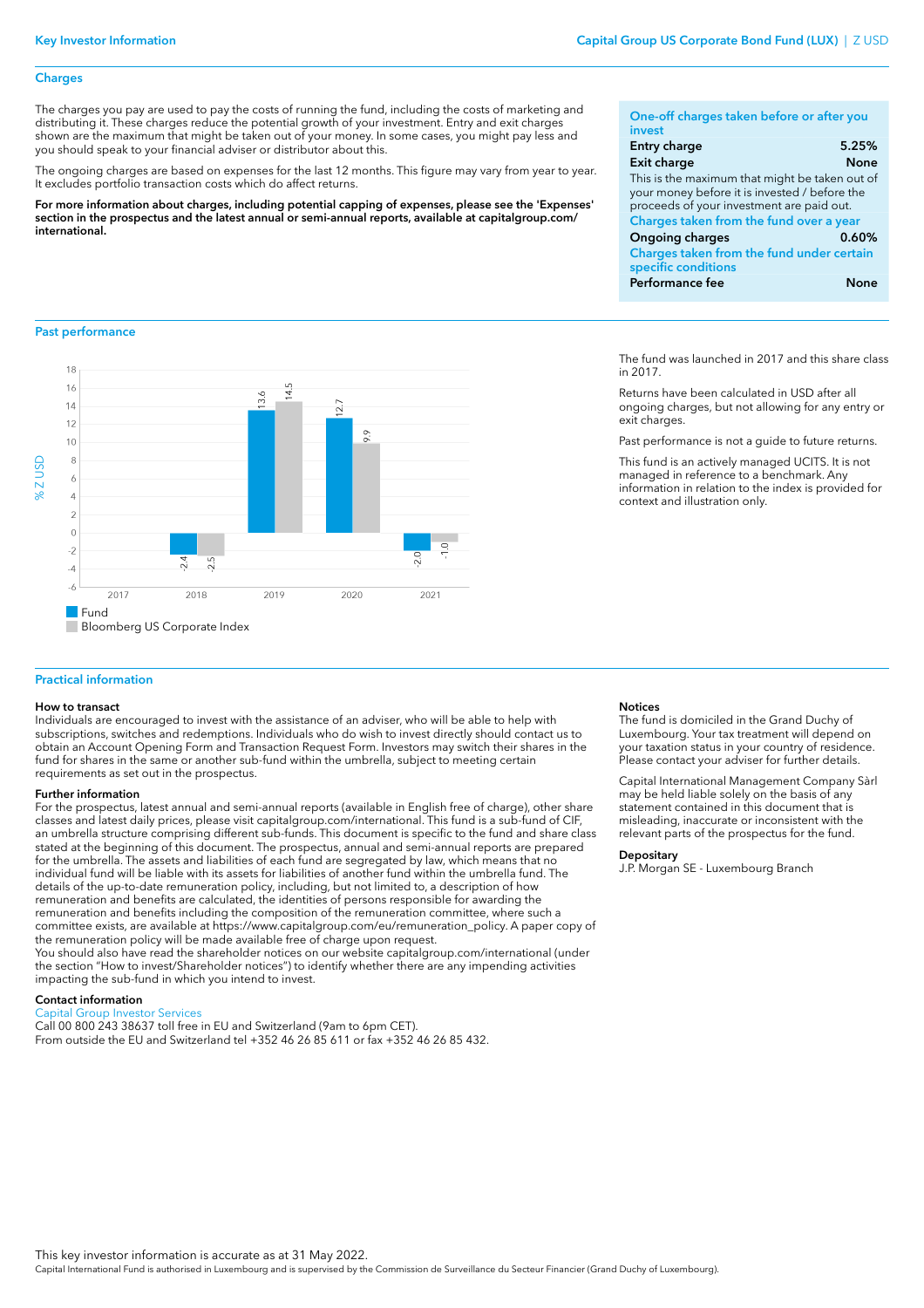## Charges

The charges you pay are used to pay the costs of running the fund, including the costs of marketing and distributing it. These charges reduce the potential growth of your investment. Entry and exit charges shown are the maximum that might be taken out of your money. In some cases, you might pay less and you should speak to your financial adviser or distributor about this.

The ongoing charges are based on expenses for the last 12 months. This figure may vary from year to year. It excludes portfolio transaction costs which do affect returns.

**For more information about charges, including potential capping of expenses, please see the 'Expenses' section in the prospectus and the latest annual or semi-annual reports, available at capitalgroup.com/international.**

| One-off charges taken before or after you invest | |
|---|---|
| **Entry charge** | **5.25%** |
| **Exit charge** | **None** |
| This is the maximum that might be taken out of your money before it is invested / before the proceeds of your investment are paid out. | |
| **Charges taken from the fund over a year** | |
| **Ongoing charges** | **0.60%** |
| **Charges taken from the fund under certain specific conditions** | |
| **Performance fee** | **None** |

## Past performance

% Z USD

18
16
14
12
10
8
6
4
2
0
-2
-4
-6

2017 2018 2019 2020 2021

-2.4 -2.5 13.6 14.5 12.7 9.9 -2.0 -1.0

Fund
Bloomberg US Corporate Index

The fund was launched in 2017 and this share class in 2017.

Returns have been calculated in USD after all ongoing charges, but not allowing for any entry or exit charges.

Past performance is not a guide to future returns.

This fund is an actively managed UCITS. It is not managed in reference to a benchmark. Any information in relation to the index is provided for context and illustration only.

## Practical information

**How to transact**
Individuals are encouraged to invest with the assistance of an adviser, who will be able to help with subscriptions, switches and redemptions. Individuals who do wish to invest directly should contact us to obtain an Account Opening Form and Transaction Request Form. Investors may switch their shares in the fund for shares in the same or another sub-fund within the umbrella, subject to meeting certain requirements as set out in the prospectus.

**Further information**
For the prospectus, latest annual and semi-annual reports (available in English free of charge), other share classes and latest daily prices, please visit capitalgroup.com/international. This fund is a sub-fund of CIF, an umbrella structure comprising different sub-funds. This document is specific to the fund and share class stated at the beginning of this document. The prospectus, annual and semi-annual reports are prepared for the umbrella. The assets and liabilities of each fund are segregated by law, which means that no individual fund will be liable with its assets for liabilities of another fund within the umbrella fund. The details of the up-to-date remuneration policy, including, but not limited to, a description of how remuneration and benefits are calculated, the identities of persons responsible for awarding the remuneration and benefits including the composition of the remuneration committee, where such a committee exists, are available at https://www.capitalgroup.com/eu/remuneration_policy. A paper copy of the remuneration policy will be made available free of charge upon request.
You should also have read the shareholder notices on our website capitalgroup.com/international (under the section "How to invest/Shareholder notices") to identify whether there are any impending activities impacting the sub-fund in which you intend to invest.

**Contact information**
Capital Group Investor Services
Call 00 800 243 38637 toll free in EU and Switzerland (9am to 6pm CET).
From outside the EU and Switzerland tel +352 46 26 85 611 or fax +352 46 26 85 432.

**Notices**
The fund is domiciled in the Grand Duchy of Luxembourg. Your tax treatment will depend on your taxation status in your country of residence. Please contact your adviser for further details.

Capital International Management Company Sàrl may be held liable solely on the basis of any statement contained in this document that is misleading, inaccurate or inconsistent with the relevant parts of the prospectus for the fund.

**Depositary**
J.P. Morgan SE - Luxembourg Branch

This key investor information is accurate as at 31 May 2022.
Capital International Fund is authorised in Luxembourg and is supervised by the Commission de Surveillance du Secteur Financier (Grand Duchy of Luxembourg).